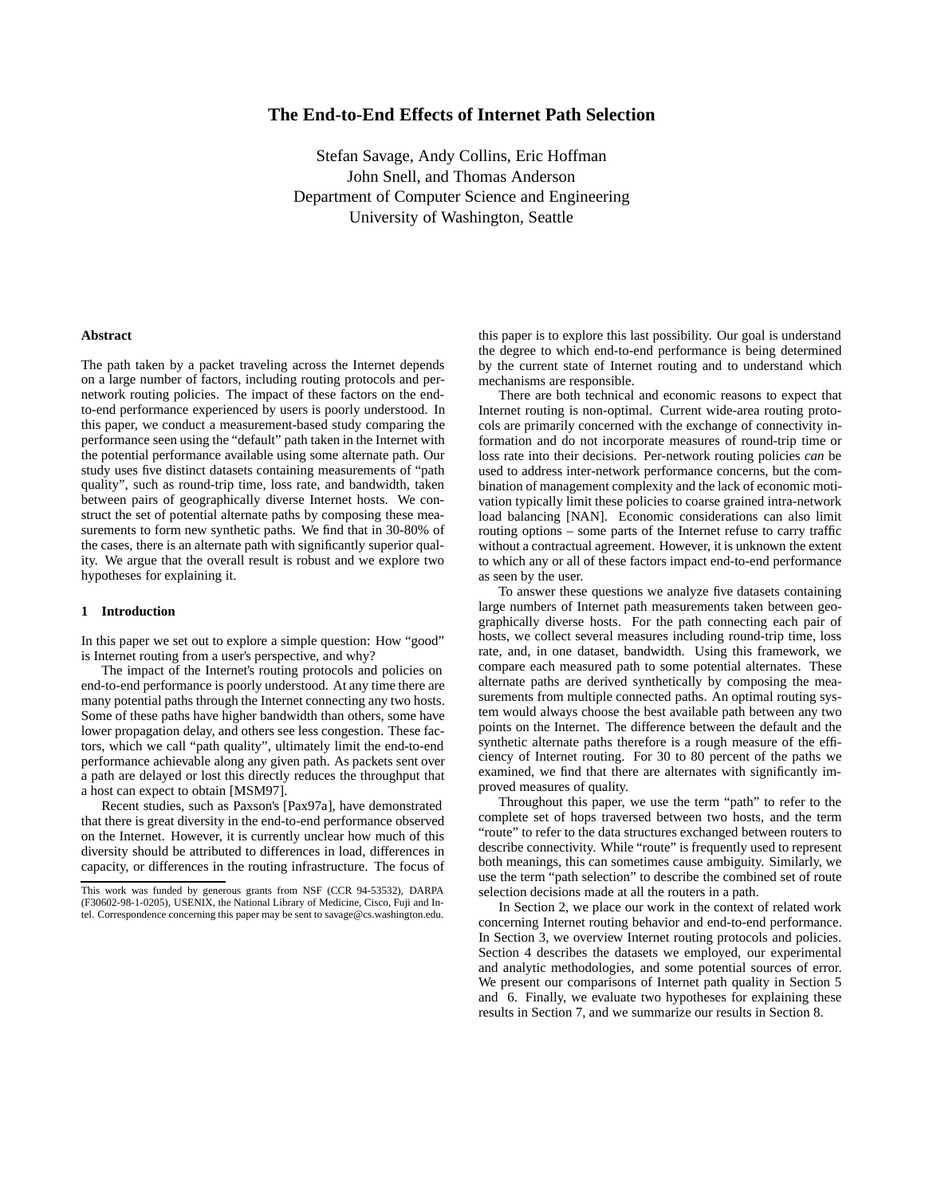# The End-to-End Effects of Internet Path Selection

Stefan Savage, Andy Collins, Eric Hoffman
John Snell, and Thomas Anderson
Department of Computer Science and Engineering
University of Washington, Seattle

## Abstract

The path taken by a packet traveling across the Internet depends on a large number of factors, including routing protocols and per-network routing policies. The impact of these factors on the end-to-end performance experienced by users is poorly understood. In this paper, we conduct a measurement-based study comparing the performance seen using the "default" path taken in the Internet with the potential performance available using some alternate path. Our study uses five distinct datasets containing measurements of "path quality", such as round-trip time, loss rate, and bandwidth, taken between pairs of geographically diverse Internet hosts. We construct the set of potential alternate paths by composing these measurements to form new synthetic paths. We find that in 30-80% of the cases, there is an alternate path with significantly superior quality. We argue that the overall result is robust and we explore two hypotheses for explaining it.

## 1 Introduction

In this paper we set out to explore a simple question: How "good" is Internet routing from a user's perspective, and why?

The impact of the Internet's routing protocols and policies on end-to-end performance is poorly understood. At any time there are many potential paths through the Internet connecting any two hosts. Some of these paths have higher bandwidth than others, some have lower propagation delay, and others see less congestion. These factors, which we call "path quality", ultimately limit the end-to-end performance achievable along any given path. As packets sent over a path are delayed or lost this directly reduces the throughput that a host can expect to obtain [MSM97].

Recent studies, such as Paxson's [Pax97a], have demonstrated that there is great diversity in the end-to-end performance observed on the Internet. However, it is currently unclear how much of this diversity should be attributed to differences in load, differences in capacity, or differences in the routing infrastructure. The focus of this paper is to explore this last possibility. Our goal is understand the degree to which end-to-end performance is being determined by the current state of Internet routing and to understand which mechanisms are responsible.

There are both technical and economic reasons to expect that Internet routing is non-optimal. Current wide-area routing protocols are primarily concerned with the exchange of connectivity information and do not incorporate measures of round-trip time or loss rate into their decisions. Per-network routing policies *can* be used to address inter-network performance concerns, but the combination of management complexity and the lack of economic motivation typically limit these policies to coarse grained intra-network load balancing [NAN]. Economic considerations can also limit routing options – some parts of the Internet refuse to carry traffic without a contractual agreement. However, it is unknown the extent to which any or all of these factors impact end-to-end performance as seen by the user.

To answer these questions we analyze five datasets containing large numbers of Internet path measurements taken between geographically diverse hosts. For the path connecting each pair of hosts, we collect several measures including round-trip time, loss rate, and, in one dataset, bandwidth. Using this framework, we compare each measured path to some potential alternates. These alternate paths are derived synthetically by composing the measurements from multiple connected paths. An optimal routing system would always choose the best available path between any two points on the Internet. The difference between the default and the synthetic alternate paths therefore is a rough measure of the efficiency of Internet routing. For 30 to 80 percent of the paths we examined, we find that there are alternates with significantly improved measures of quality.

Throughout this paper, we use the term "path" to refer to the complete set of hops traversed between two hosts, and the term "route" to refer to the data structures exchanged between routers to describe connectivity. While "route" is frequently used to represent both meanings, this can sometimes cause ambiguity. Similarly, we use the term "path selection" to describe the combined set of route selection decisions made at all the routers in a path.

In Section 2, we place our work in the context of related work concerning Internet routing behavior and end-to-end performance. In Section 3, we overview Internet routing protocols and policies. Section 4 describes the datasets we employed, our experimental and analytic methodologies, and some potential sources of error. We present our comparisons of Internet path quality in Section 5 and 6. Finally, we evaluate two hypotheses for explaining these results in Section 7, and we summarize our results in Section 8.

This work was funded by generous grants from NSF (CCR 94-53532), DARPA (F30602-98-1-0205), USENIX, the National Library of Medicine, Cisco, Fuji and Intel. Correspondence concerning this paper may be sent to savage@cs.washington.edu.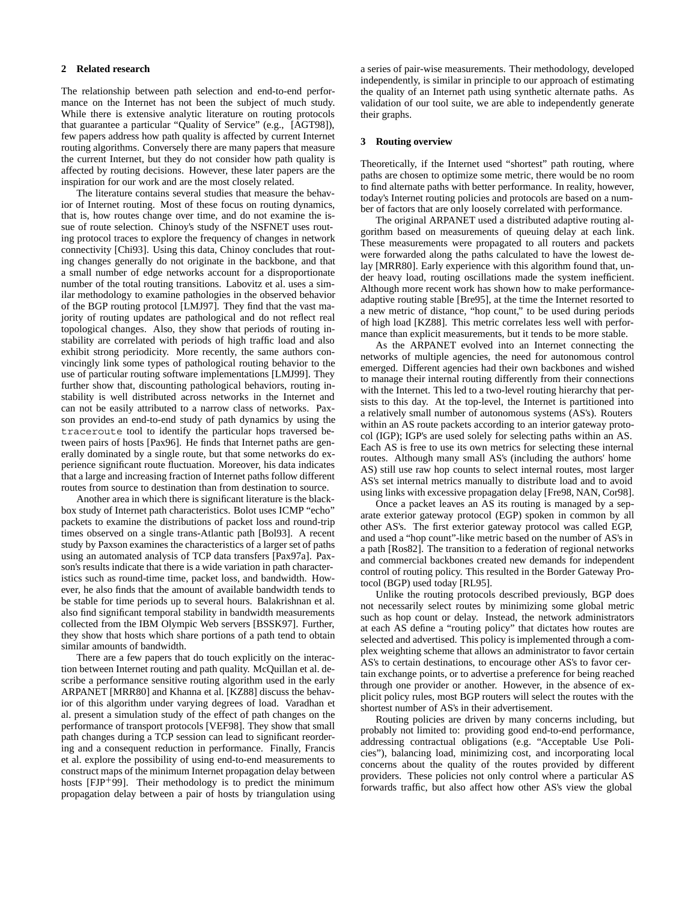## 2 Related research

The relationship between path selection and end-to-end performance on the Internet has not been the subject of much study. While there is extensive analytic literature on routing protocols that guarantee a particular "Quality of Service" (e.g., [AGT98]), few papers address how path quality is affected by current Internet routing algorithms. Conversely there are many papers that measure the current Internet, but they do not consider how path quality is affected by routing decisions. However, these later papers are the inspiration for our work and are the most closely related.

The literature contains several studies that measure the behavior of Internet routing. Most of these focus on routing dynamics, that is, how routes change over time, and do not examine the issue of route selection. Chinoy's study of the NSFNET uses routing protocol traces to explore the frequency of changes in network connectivity [Chi93]. Using this data, Chinoy concludes that routing changes generally do not originate in the backbone, and that a small number of edge networks account for a disproportionate number of the total routing transitions. Labovitz et al. uses a similar methodology to examine pathologies in the observed behavior of the BGP routing protocol [LMJ97]. They find that the vast majority of routing updates are pathological and do not reflect real topological changes. Also, they show that periods of routing instability are correlated with periods of high traffic load and also exhibit strong periodicity. More recently, the same authors convincingly link some types of pathological routing behavior to the use of particular routing software implementations [LMJ99]. They further show that, discounting pathological behaviors, routing instability is well distributed across networks in the Internet and can not be easily attributed to a narrow class of networks. Paxson provides an end-to-end study of path dynamics by using the `traceroute` tool to identify the particular hops traversed between pairs of hosts [Pax96]. He finds that Internet paths are generally dominated by a single route, but that some networks do experience significant route fluctuation. Moreover, his data indicates that a large and increasing fraction of Internet paths follow different routes from source to destination than from destination to source.

Another area in which there is significant literature is the black-box study of Internet path characteristics. Bolot uses ICMP "echo" packets to examine the distributions of packet loss and round-trip times observed on a single trans-Atlantic path [Bol93]. A recent study by Paxson examines the characteristics of a larger set of paths using an automated analysis of TCP data transfers [Pax97a]. Paxson's results indicate that there is a wide variation in path characteristics such as round-time time, packet loss, and bandwidth. However, he also finds that the amount of available bandwidth tends to be stable for time periods up to several hours. Balakrishnan et al. also find significant temporal stability in bandwidth measurements collected from the IBM Olympic Web servers [BSSK97]. Further, they show that hosts which share portions of a path tend to obtain similar amounts of bandwidth.

There are a few papers that do touch explicitly on the interaction between Internet routing and path quality. McQuillan et al. describe a performance sensitive routing algorithm used in the early ARPANET [MRR80] and Khanna et al. [KZ88] discuss the behavior of this algorithm under varying degrees of load. Varadhan et al. present a simulation study of the effect of path changes on the performance of transport protocols [VEF98]. They show that small path changes during a TCP session can lead to significant reordering and a consequent reduction in performance. Finally, Francis et al. explore the possibility of using end-to-end measurements to construct maps of the minimum Internet propagation delay between hosts [FJP+99]. Their methodology is to predict the minimum propagation delay between a pair of hosts by triangulation using a series of pair-wise measurements. Their methodology, developed independently, is similar in principle to our approach of estimating the quality of an Internet path using synthetic alternate paths. As validation of our tool suite, we are able to independently generate their graphs.

## 3 Routing overview

Theoretically, if the Internet used "shortest" path routing, where paths are chosen to optimize some metric, there would be no room to find alternate paths with better performance. In reality, however, today's Internet routing policies and protocols are based on a number of factors that are only loosely correlated with performance.

The original ARPANET used a distributed adaptive routing algorithm based on measurements of queuing delay at each link. These measurements were propagated to all routers and packets were forwarded along the paths calculated to have the lowest delay [MRR80]. Early experience with this algorithm found that, under heavy load, routing oscillations made the system inefficient. Although more recent work has shown how to make performance-adaptive routing stable [Bre95], at the time the Internet resorted to a new metric of distance, "hop count," to be used during periods of high load [KZ88]. This metric correlates less well with performance than explicit measurements, but it tends to be more stable.

As the ARPANET evolved into an Internet connecting the networks of multiple agencies, the need for autonomous control emerged. Different agencies had their own backbones and wished to manage their internal routing differently from their connections with the Internet. This led to a two-level routing hierarchy that persists to this day. At the top-level, the Internet is partitioned into a relatively small number of autonomous systems (AS's). Routers within an AS route packets according to an interior gateway protocol (IGP); IGP's are used solely for selecting paths within an AS. Each AS is free to use its own metrics for selecting these internal routes. Although many small AS's (including the authors' home AS) still use raw hop counts to select internal routes, most larger AS's set internal metrics manually to distribute load and to avoid using links with excessive propagation delay [Fre98, NAN, Cor98].

Once a packet leaves an AS its routing is managed by a separate exterior gateway protocol (EGP) spoken in common by all other AS's. The first exterior gateway protocol was called EGP, and used a "hop count"-like metric based on the number of AS's in a path [Ros82]. The transition to a federation of regional networks and commercial backbones created new demands for independent control of routing policy. This resulted in the Border Gateway Protocol (BGP) used today [RL95].

Unlike the routing protocols described previously, BGP does not necessarily select routes by minimizing some global metric such as hop count or delay. Instead, the network administrators at each AS define a "routing policy" that dictates how routes are selected and advertised. This policy is implemented through a complex weighting scheme that allows an administrator to favor certain AS's to certain destinations, to encourage other AS's to favor certain exchange points, or to advertise a preference for being reached through one provider or another. However, in the absence of explicit policy rules, most BGP routers will select the routes with the shortest number of AS's in their advertisement.

Routing policies are driven by many concerns including, but probably not limited to: providing good end-to-end performance, addressing contractual obligations (e.g. "Acceptable Use Policies"), balancing load, minimizing cost, and incorporating local concerns about the quality of the routes provided by different providers. These policies not only control where a particular AS forwards traffic, but also affect how other AS's view the global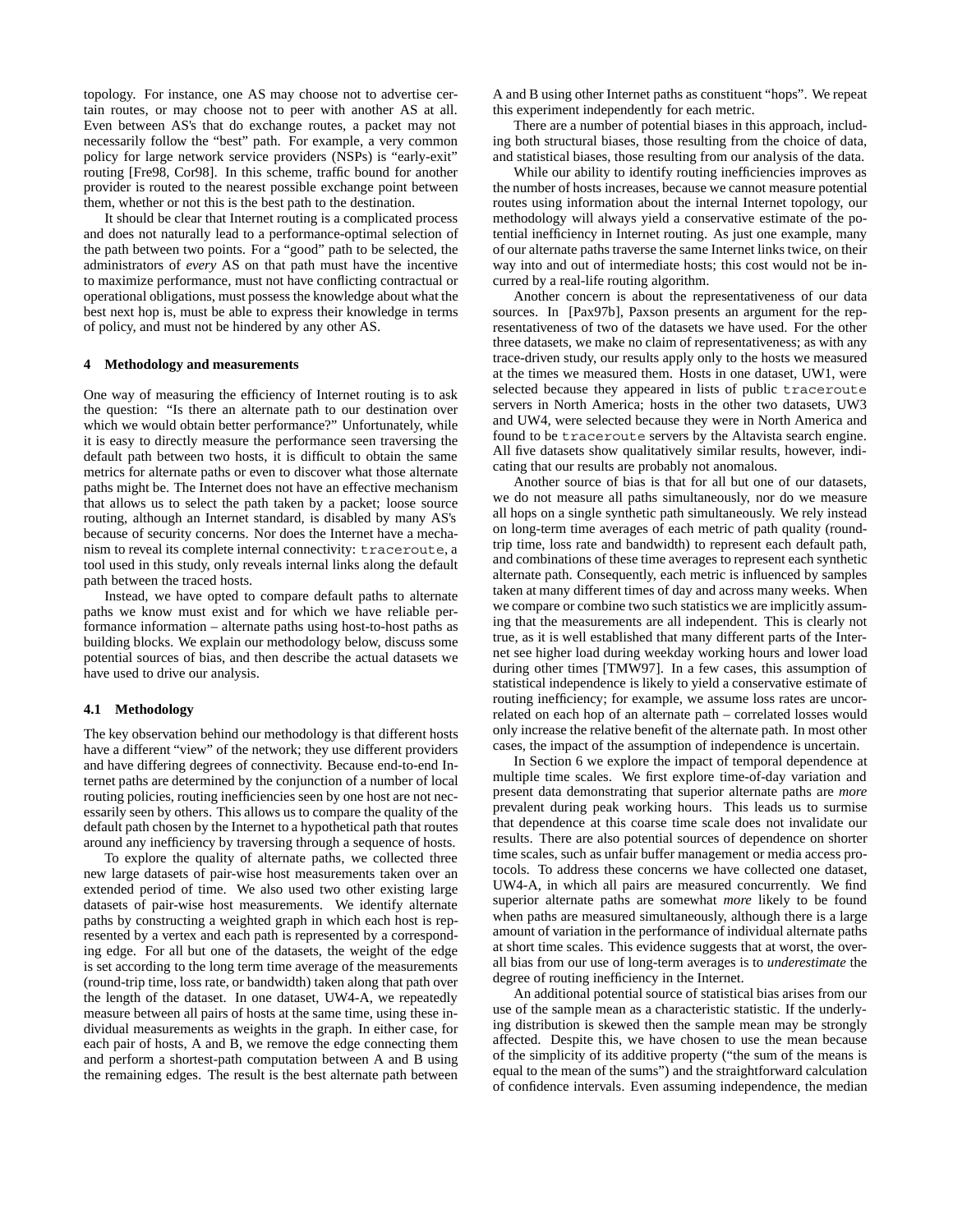topology. For instance, one AS may choose not to advertise certain routes, or may choose not to peer with another AS at all. Even between AS's that do exchange routes, a packet may not necessarily follow the "best" path. For example, a very common policy for large network service providers (NSPs) is "early-exit" routing [Fre98, Cor98]. In this scheme, traffic bound for another provider is routed to the nearest possible exchange point between them, whether or not this is the best path to the destination.

It should be clear that Internet routing is a complicated process and does not naturally lead to a performance-optimal selection of the path between two points. For a "good" path to be selected, the administrators of *every* AS on that path must have the incentive to maximize performance, must not have conflicting contractual or operational obligations, must possess the knowledge about what the best next hop is, must be able to express their knowledge in terms of policy, and must not be hindered by any other AS.

## 4 Methodology and measurements

One way of measuring the efficiency of Internet routing is to ask the question: "Is there an alternate path to our destination over which we would obtain better performance?" Unfortunately, while it is easy to directly measure the performance seen traversing the default path between two hosts, it is difficult to obtain the same metrics for alternate paths or even to discover what those alternate paths might be. The Internet does not have an effective mechanism that allows us to select the path taken by a packet; loose source routing, although an Internet standard, is disabled by many AS's because of security concerns. Nor does the Internet have a mechanism to reveal its complete internal connectivity: `traceroute`, a tool used in this study, only reveals internal links along the default path between the traced hosts.

Instead, we have opted to compare default paths to alternate paths we know must exist and for which we have reliable performance information – alternate paths using host-to-host paths as building blocks. We explain our methodology below, discuss some potential sources of bias, and then describe the actual datasets we have used to drive our analysis.

### 4.1 Methodology

The key observation behind our methodology is that different hosts have a different "view" of the network; they use different providers and have differing degrees of connectivity. Because end-to-end Internet paths are determined by the conjunction of a number of local routing policies, routing inefficiencies seen by one host are not necessarily seen by others. This allows us to compare the quality of the default path chosen by the Internet to a hypothetical path that routes around any inefficiency by traversing through a sequence of hosts.

To explore the quality of alternate paths, we collected three new large datasets of pair-wise host measurements taken over an extended period of time. We also used two other existing large datasets of pair-wise host measurements. We identify alternate paths by constructing a weighted graph in which each host is represented by a vertex and each path is represented by a corresponding edge. For all but one of the datasets, the weight of the edge is set according to the long term time average of the measurements (round-trip time, loss rate, or bandwidth) taken along that path over the length of the dataset. In one dataset, UW4-A, we repeatedly measure between all pairs of hosts at the same time, using these individual measurements as weights in the graph. In either case, for each pair of hosts, A and B, we remove the edge connecting them and perform a shortest-path computation between A and B using the remaining edges. The result is the best alternate path between A and B using other Internet paths as constituent "hops". We repeat this experiment independently for each metric.

There are a number of potential biases in this approach, including both structural biases, those resulting from the choice of data, and statistical biases, those resulting from our analysis of the data.

While our ability to identify routing inefficiencies improves as the number of hosts increases, because we cannot measure potential routes using information about the internal Internet topology, our methodology will always yield a conservative estimate of the potential inefficiency in Internet routing. As just one example, many of our alternate paths traverse the same Internet links twice, on their way into and out of intermediate hosts; this cost would not be incurred by a real-life routing algorithm.

Another concern is about the representativeness of our data sources. In [Pax97b], Paxson presents an argument for the representativeness of two of the datasets we have used. For the other three datasets, we make no claim of representativeness; as with any trace-driven study, our results apply only to the hosts we measured at the times we measured them. Hosts in one dataset, UW1, were selected because they appeared in lists of public `traceroute` servers in North America; hosts in the other two datasets, UW3 and UW4, were selected because they were in North America and found to be `traceroute` servers by the Altavista search engine. All five datasets show qualitatively similar results, however, indicating that our results are probably not anomalous.

Another source of bias is that for all but one of our datasets, we do not measure all paths simultaneously, nor do we measure all hops on a single synthetic path simultaneously. We rely instead on long-term time averages of each metric of path quality (round-trip time, loss rate and bandwidth) to represent each default path, and combinations of these time averages to represent each synthetic alternate path. Consequently, each metric is influenced by samples taken at many different times of day and across many weeks. When we compare or combine two such statistics we are implicitly assuming that the measurements are all independent. This is clearly not true, as it is well established that many different parts of the Internet see higher load during weekday working hours and lower load during other times [TMW97]. In a few cases, this assumption of statistical independence is likely to yield a conservative estimate of routing inefficiency; for example, we assume loss rates are uncorrelated on each hop of an alternate path – correlated losses would only increase the relative benefit of the alternate path. In most other cases, the impact of the assumption of independence is uncertain.

In Section 6 we explore the impact of temporal dependence at multiple time scales. We first explore time-of-day variation and present data demonstrating that superior alternate paths are *more* prevalent during peak working hours. This leads us to surmise that dependence at this coarse time scale does not invalidate our results. There are also potential sources of dependence on shorter time scales, such as unfair buffer management or media access protocols. To address these concerns we have collected one dataset, UW4-A, in which all pairs are measured concurrently. We find superior alternate paths are somewhat *more* likely to be found when paths are measured simultaneously, although there is a large amount of variation in the performance of individual alternate paths at short time scales. This evidence suggests that at worst, the overall bias from our use of long-term averages is to *underestimate* the degree of routing inefficiency in the Internet.

An additional potential source of statistical bias arises from our use of the sample mean as a characteristic statistic. If the underlying distribution is skewed then the sample mean may be strongly affected. Despite this, we have chosen to use the mean because of the simplicity of its additive property ("the sum of the means is equal to the mean of the sums") and the straightforward calculation of confidence intervals. Even assuming independence, the median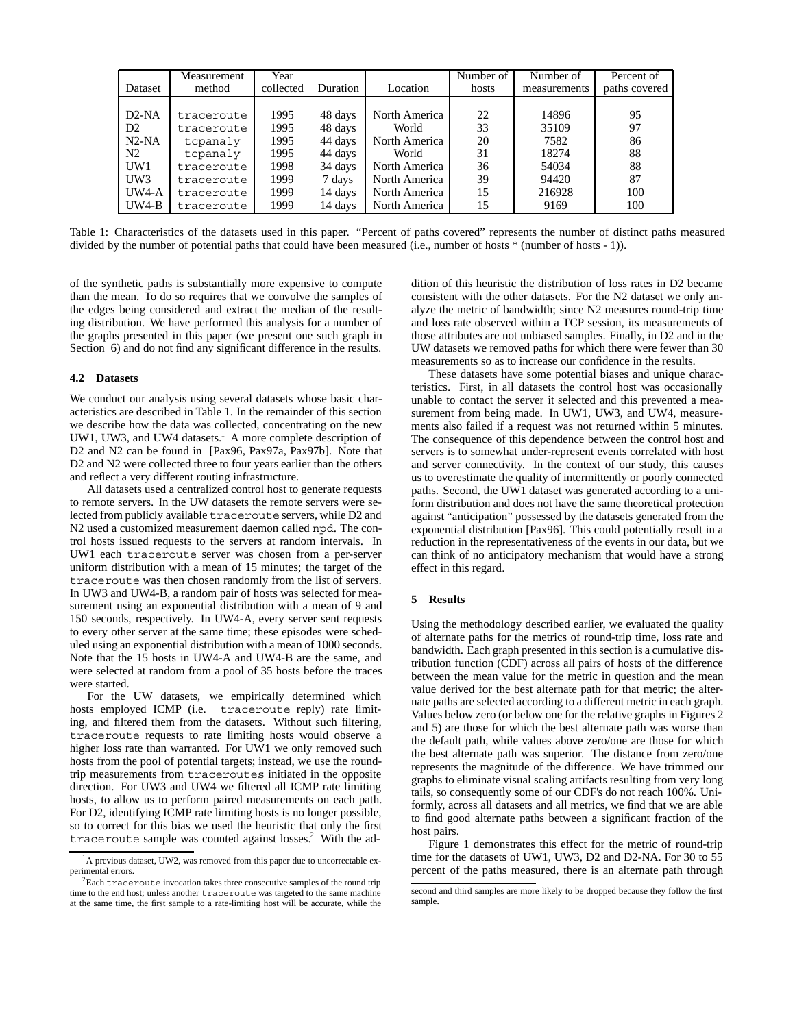| Dataset | Measurement method | Year collected | Duration | Location | Number of hosts | Number of measurements | Percent of paths covered |
|---|---|---|---|---|---|---|---|
| D2-NA | traceroute | 1995 | 48 days | North America | 22 | 14896 | 95 |
| D2 | traceroute | 1995 | 48 days | World | 33 | 35109 | 97 |
| N2-NA | tcpanaly | 1995 | 44 days | North America | 20 | 7582 | 86 |
| N2 | tcpanaly | 1995 | 44 days | World | 31 | 18274 | 88 |
| UW1 | traceroute | 1998 | 34 days | North America | 36 | 54034 | 88 |
| UW3 | traceroute | 1999 | 7 days | North America | 39 | 94420 | 87 |
| UW4-A | traceroute | 1999 | 14 days | North America | 15 | 216928 | 100 |
| UW4-B | traceroute | 1999 | 14 days | North America | 15 | 9169 | 100 |

Table 1: Characteristics of the datasets used in this paper. "Percent of paths covered" represents the number of distinct paths measured divided by the number of potential paths that could have been measured (i.e., number of hosts * (number of hosts - 1)).

of the synthetic paths is substantially more expensive to compute than the mean. To do so requires that we convolve the samples of the edges being considered and extract the median of the resulting distribution. We have performed this analysis for a number of the graphs presented in this paper (we present one such graph in Section 6) and do not find any significant difference in the results.

### 4.2 Datasets

We conduct our analysis using several datasets whose basic characteristics are described in Table 1. In the remainder of this section we describe how the data was collected, concentrating on the new UW1, UW3, and UW4 datasets.[1] A more complete description of D2 and N2 can be found in [Pax96, Pax97a, Pax97b]. Note that D2 and N2 were collected three to four years earlier than the others and reflect a very different routing infrastructure.

All datasets used a centralized control host to generate requests to remote servers. In the UW datasets the remote servers were selected from publicly available traceroute servers, while D2 and N2 used a customized measurement daemon called npd. The control hosts issued requests to the servers at random intervals. In UW1 each traceroute server was chosen from a per-server uniform distribution with a mean of 15 minutes; the target of the traceroute was then chosen randomly from the list of servers. In UW3 and UW4-B, a random pair of hosts was selected for measurement using an exponential distribution with a mean of 9 and 150 seconds, respectively. In UW4-A, every server sent requests to every other server at the same time; these episodes were scheduled using an exponential distribution with a mean of 1000 seconds. Note that the 15 hosts in UW4-A and UW4-B are the same, and were selected at random from a pool of 35 hosts before the traces were started.

For the UW datasets, we empirically determined which hosts employed ICMP (i.e. traceroute reply) rate limiting, and filtered them from the datasets. Without such filtering, traceroute requests to rate limiting hosts would observe a higher loss rate than warranted. For UW1 we only removed such hosts from the pool of potential targets; instead, we use the round-trip measurements from traceroutes initiated in the opposite direction. For UW3 and UW4 we filtered all ICMP rate limiting hosts, to allow us to perform paired measurements on each path. For D2, identifying ICMP rate limiting hosts is no longer possible, so to correct for this bias we used the heuristic that only the first traceroute sample was counted against losses.[2] With the addition of this heuristic the distribution of loss rates in D2 became consistent with the other datasets. For the N2 dataset we only analyze the metric of bandwidth; since N2 measures round-trip time and loss rate observed within a TCP session, its measurements of those attributes are not unbiased samples. Finally, in D2 and in the UW datasets we removed paths for which there were fewer than 30 measurements so as to increase our confidence in the results.

These datasets have some potential biases and unique characteristics. First, in all datasets the control host was occasionally unable to contact the server it selected and this prevented a measurement from being made. In UW1, UW3, and UW4, measurements also failed if a request was not returned within 5 minutes. The consequence of this dependence between the control host and servers is to somewhat under-represent events correlated with host and server connectivity. In the context of our study, this causes us to overestimate the quality of intermittently or poorly connected paths. Second, the UW1 dataset was generated according to a uniform distribution and does not have the same theoretical protection against "anticipation" possessed by the datasets generated from the exponential distribution [Pax96]. This could potentially result in a reduction in the representativeness of the events in our data, but we can think of no anticipatory mechanism that would have a strong effect in this regard.

## 5 Results

Using the methodology described earlier, we evaluated the quality of alternate paths for the metrics of round-trip time, loss rate and bandwidth. Each graph presented in this section is a cumulative distribution function (CDF) across all pairs of hosts of the difference between the mean value for the metric in question and the mean value derived for the best alternate path for that metric; the alternate paths are selected according to a different metric in each graph. Values below zero (or below one for the relative graphs in Figures 2 and 5) are those for which the best alternate path was worse than the default path, while values above zero/one are those for which the best alternate path was superior. The distance from zero/one represents the magnitude of the difference. We have trimmed our graphs to eliminate visual scaling artifacts resulting from very long tails, so consequently some of our CDF's do not reach 100%. Uniformly, across all datasets and all metrics, we find that we are able to find good alternate paths between a significant fraction of the host pairs.

Figure 1 demonstrates this effect for the metric of round-trip time for the datasets of UW1, UW3, D2 and D2-NA. For 30 to 55 percent of the paths measured, there is an alternate path through

[1] A previous dataset, UW2, was removed from this paper due to uncorrectable experimental errors.

[2] Each traceroute invocation takes three consecutive samples of the round trip time to the end host; unless another traceroute was targeted to the same machine at the same time, the first sample to a rate-limiting host will be accurate, while the second and third samples are more likely to be dropped because they follow the first sample.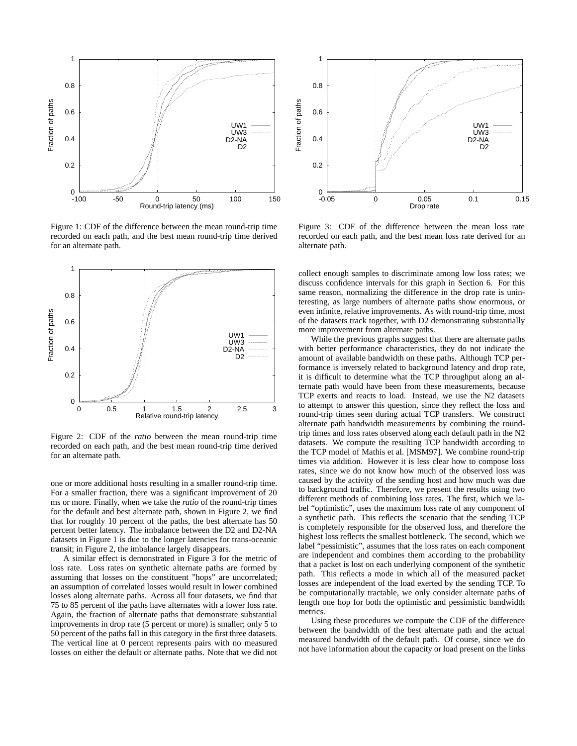Figure 1: CDF of the difference between the mean round-trip time recorded on each path, and the best mean round-trip time derived for an alternate path.

Figure 2: CDF of the *ratio* between the mean round-trip time recorded on each path, and the best mean round-trip time derived for an alternate path.

one or more additional hosts resulting in a smaller round-trip time. For a smaller fraction, there was a significant improvement of 20 ms or more. Finally, when we take the *ratio* of the round-trip times for the default and best alternate path, shown in Figure 2, we find that for roughly 10 percent of the paths, the best alternate has 50 percent better latency. The imbalance between the D2 and D2-NA datasets in Figure 1 is due to the longer latencies for trans-oceanic transit; in Figure 2, the imbalance largely disappears.

A similar effect is demonstrated in Figure 3 for the metric of loss rate. Loss rates on synthetic alternate paths are formed by assuming that losses on the constituent "hops" are uncorrelated; an assumption of correlated losses would result in lower combined losses along alternate paths. Across all four datasets, we find that 75 to 85 percent of the paths have alternates with a lower loss rate. Again, the fraction of alternate paths that demonstrate substantial improvements in drop rate (5 percent or more) is smaller; only 5 to 50 percent of the paths fall in this category in the first three datasets. The vertical line at 0 percent represents pairs with no measured losses on either the default or alternate paths. Note that we did not collect enough samples to discriminate among low loss rates; we discuss confidence intervals for this graph in Section 6. For this same reason, normalizing the difference in the drop rate is uninteresting, as large numbers of alternate paths show enormous, or even infinite, relative improvements. As with round-trip time, most of the datasets track together, with D2 demonstrating substantially more improvement from alternate paths.

Figure 3: CDF of the difference between the mean loss rate recorded on each path, and the best mean loss rate derived for an alternate path.

While the previous graphs suggest that there are alternate paths with better performance characteristics, they do not indicate the amount of available bandwidth on these paths. Although TCP performance is inversely related to background latency and drop rate, it is difficult to determine what the TCP throughput along an alternate path would have been from these measurements, because TCP exerts and reacts to load. Instead, we use the N2 datasets to attempt to answer this question, since they reflect the loss and round-trip times seen during actual TCP transfers. We construct alternate path bandwidth measurements by combining the round-trip times and loss rates observed along each default path in the N2 datasets. We compute the resulting TCP bandwidth according to the TCP model of Mathis et al. [MSM97]. We combine round-trip times via addition. However it is less clear how to compose loss rates, since we do not know how much of the observed loss was caused by the activity of the sending host and how much was due to background traffic. Therefore, we present the results using two different methods of combining loss rates. The first, which we label "optimistic", uses the maximum loss rate of any component of a synthetic path. This reflects the scenario that the sending TCP is completely responsible for the observed loss, and therefore the highest loss reflects the smallest bottleneck. The second, which we label "pessimistic", assumes that the loss rates on each component are independent and combines them according to the probability that a packet is lost on each underlying component of the synthetic path. This reflects a mode in which all of the measured packet losses are independent of the load exerted by the sending TCP. To be computationally tractable, we only consider alternate paths of length one hop for both the optimistic and pessimistic bandwidth metrics.

Using these procedures we compute the CDF of the difference between the bandwidth of the best alternate path and the actual measured bandwidth of the default path. Of course, since we do not have information about the capacity or load present on the links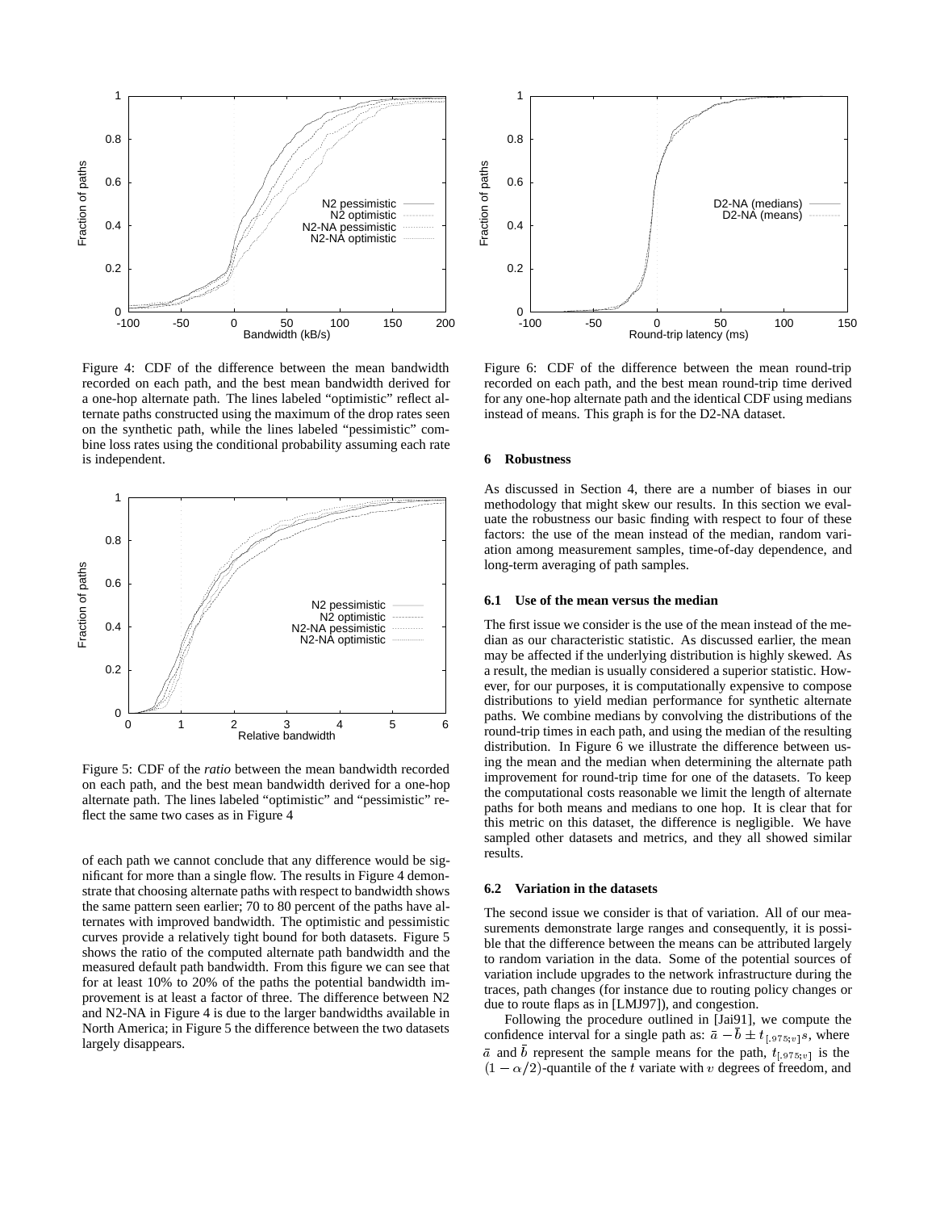Figure 4: CDF of the difference between the mean bandwidth recorded on each path, and the best mean bandwidth derived for a one-hop alternate path. The lines labeled "optimistic" reflect alternate paths constructed using the maximum of the drop rates seen on the synthetic path, while the lines labeled "pessimistic" combine loss rates using the conditional probability assuming each rate is independent.

Figure 5: CDF of the *ratio* between the mean bandwidth recorded on each path, and the best mean bandwidth derived for a one-hop alternate path. The lines labeled "optimistic" and "pessimistic" reflect the same two cases as in Figure 4

of each path we cannot conclude that any difference would be significant for more than a single flow. The results in Figure 4 demonstrate that choosing alternate paths with respect to bandwidth shows the same pattern seen earlier; 70 to 80 percent of the paths have alternates with improved bandwidth. The optimistic and pessimistic curves provide a relatively tight bound for both datasets. Figure 5 shows the ratio of the computed alternate path bandwidth and the measured default path bandwidth. From this figure we can see that for at least 10% to 20% of the paths the potential bandwidth improvement is at least a factor of three. The difference between N2 and N2-NA in Figure 4 is due to the larger bandwidths available in North America; in Figure 5 the difference between the two datasets largely disappears.

Figure 6: CDF of the difference between the mean round-trip recorded on each path, and the best mean round-trip time derived for any one-hop alternate path and the identical CDF using medians instead of means. This graph is for the D2-NA dataset.

## 6 Robustness

As discussed in Section 4, there are a number of biases in our methodology that might skew our results. In this section we evaluate the robustness our basic finding with respect to four of these factors: the use of the mean instead of the median, random variation among measurement samples, time-of-day dependence, and long-term averaging of path samples.

### 6.1 Use of the mean versus the median

The first issue we consider is the use of the mean instead of the median as our characteristic statistic. As discussed earlier, the mean may be affected if the underlying distribution is highly skewed. As a result, the median is usually considered a superior statistic. However, for our purposes, it is computationally expensive to compose distributions to yield median performance for synthetic alternate paths. We combine medians by convolving the distributions of the round-trip times in each path, and using the median of the resulting distribution. In Figure 6 we illustrate the difference between using the mean and the median when determining the alternate path improvement for round-trip time for one of the datasets. To keep the computational costs reasonable we limit the length of alternate paths for both means and medians to one hop. It is clear that for this metric on this dataset, the difference is negligible. We have sampled other datasets and metrics, and they all showed similar results.

### 6.2 Variation in the datasets

The second issue we consider is that of variation. All of our measurements demonstrate large ranges and consequently, it is possible that the difference between the means can be attributed largely to random variation in the data. Some of the potential sources of variation include upgrades to the network infrastructure during the traces, path changes (for instance due to routing policy changes or due to route flaps as in [LMJ97]), and congestion.

Following the procedure outlined in [Jai91], we compute the confidence interval for a single path as: $\bar{a} - \bar{b} \pm t_{[.975;v]}s$, where $\bar{a}$ and $\bar{b}$ represent the sample means for the path, $t_{[.975;v]}$ is the $(1 - \alpha/2)$-quantile of the $t$ variate with $v$ degrees of freedom, and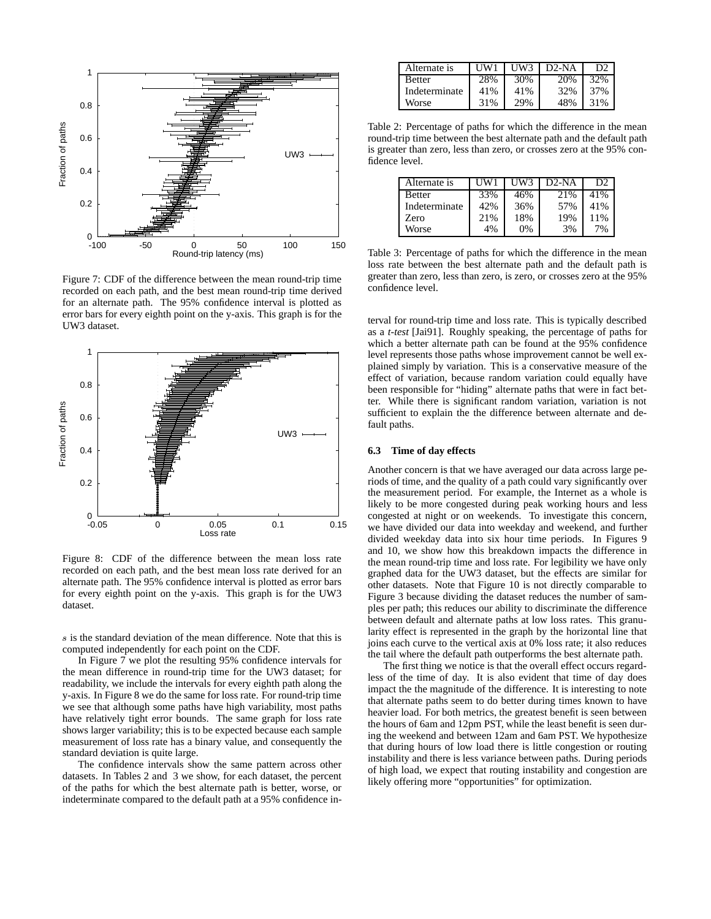Figure 7: CDF of the difference between the mean round-trip time recorded on each path, and the best mean round-trip time derived for an alternate path. The 95% confidence interval is plotted as error bars for every eighth point on the y-axis. This graph is for the UW3 dataset.

Figure 8: CDF of the difference between the mean loss rate recorded on each path, and the best mean loss rate derived for an alternate path. The 95% confidence interval is plotted as error bars for every eighth point on the y-axis. This graph is for the UW3 dataset.

$s$ is the standard deviation of the mean difference. Note that this is computed independently for each point on the CDF.

In Figure 7 we plot the resulting 95% confidence intervals for the mean difference in round-trip time for the UW3 dataset; for readability, we include the intervals for every eighth path along the y-axis. In Figure 8 we do the same for loss rate. For round-trip time we see that although some paths have high variability, most paths have relatively tight error bounds. The same graph for loss rate shows larger variability; this is to be expected because each sample measurement of loss rate has a binary value, and consequently the standard deviation is quite large.

The confidence intervals show the same pattern across other datasets. In Tables 2 and 3 we show, for each dataset, the percent of the paths for which the best alternate path is better, worse, or indeterminate compared to the default path at a 95% confidence interval for round-trip time and loss rate. This is typically described as a *t-test* [Jai91]. Roughly speaking, the percentage of paths for which a better alternate path can be found at the 95% confidence level represents those paths whose improvement cannot be well explained simply by variation. This is a conservative measure of the effect of variation, because random variation could equally have been responsible for "hiding" alternate paths that were in fact better. While there is significant random variation, variation is not sufficient to explain the the difference between alternate and default paths.

| Alternate is | UW1 | UW3 | D2-NA | D2 |
|---|---|---|---|---|
| Better | 28% | 30% | 20% | 32% |
| Indeterminate | 41% | 41% | 32% | 37% |
| Worse | 31% | 29% | 48% | 31% |

Table 2: Percentage of paths for which the difference in the mean round-trip time between the best alternate path and the default path is greater than zero, less than zero, or crosses zero at the 95% confidence level.

| Alternate is | UW1 | UW3 | D2-NA | D2 |
|---|---|---|---|---|
| Better | 33% | 46% | 21% | 41% |
| Indeterminate | 42% | 36% | 57% | 41% |
| Zero | 21% | 18% | 19% | 11% |
| Worse | 4% | 0% | 3% | 7% |

Table 3: Percentage of paths for which the difference in the mean loss rate between the best alternate path and the default path is greater than zero, less than zero, is zero, or crosses zero at the 95% confidence level.

### 6.3 Time of day effects

Another concern is that we have averaged our data across large periods of time, and the quality of a path could vary significantly over the measurement period. For example, the Internet as a whole is likely to be more congested during peak working hours and less congested at night or on weekends. To investigate this concern, we have divided our data into weekday and weekend, and further divided weekday data into six hour time periods. In Figures 9 and 10, we show how this breakdown impacts the difference in the mean round-trip time and loss rate. For legibility we have only graphed data for the UW3 dataset, but the effects are similar for other datasets. Note that Figure 10 is not directly comparable to Figure 3 because dividing the dataset reduces the number of samples per path; this reduces our ability to discriminate the difference between default and alternate paths at low loss rates. This granularity effect is represented in the graph by the horizontal line that joins each curve to the vertical axis at 0% loss rate; it also reduces the tail where the default path outperforms the best alternate path.

The first thing we notice is that the overall effect occurs regardless of the time of day. It is also evident that time of day does impact the the magnitude of the difference. It is interesting to note that alternate paths seem to do better during times known to have heavier load. For both metrics, the greatest benefit is seen between the hours of 6am and 12pm PST, while the least benefit is seen during the weekend and between 12am and 6am PST. We hypothesize that during hours of low load there is little congestion or routing instability and there is less variance between paths. During periods of high load, we expect that routing instability and congestion are likely offering more "opportunities" for optimization.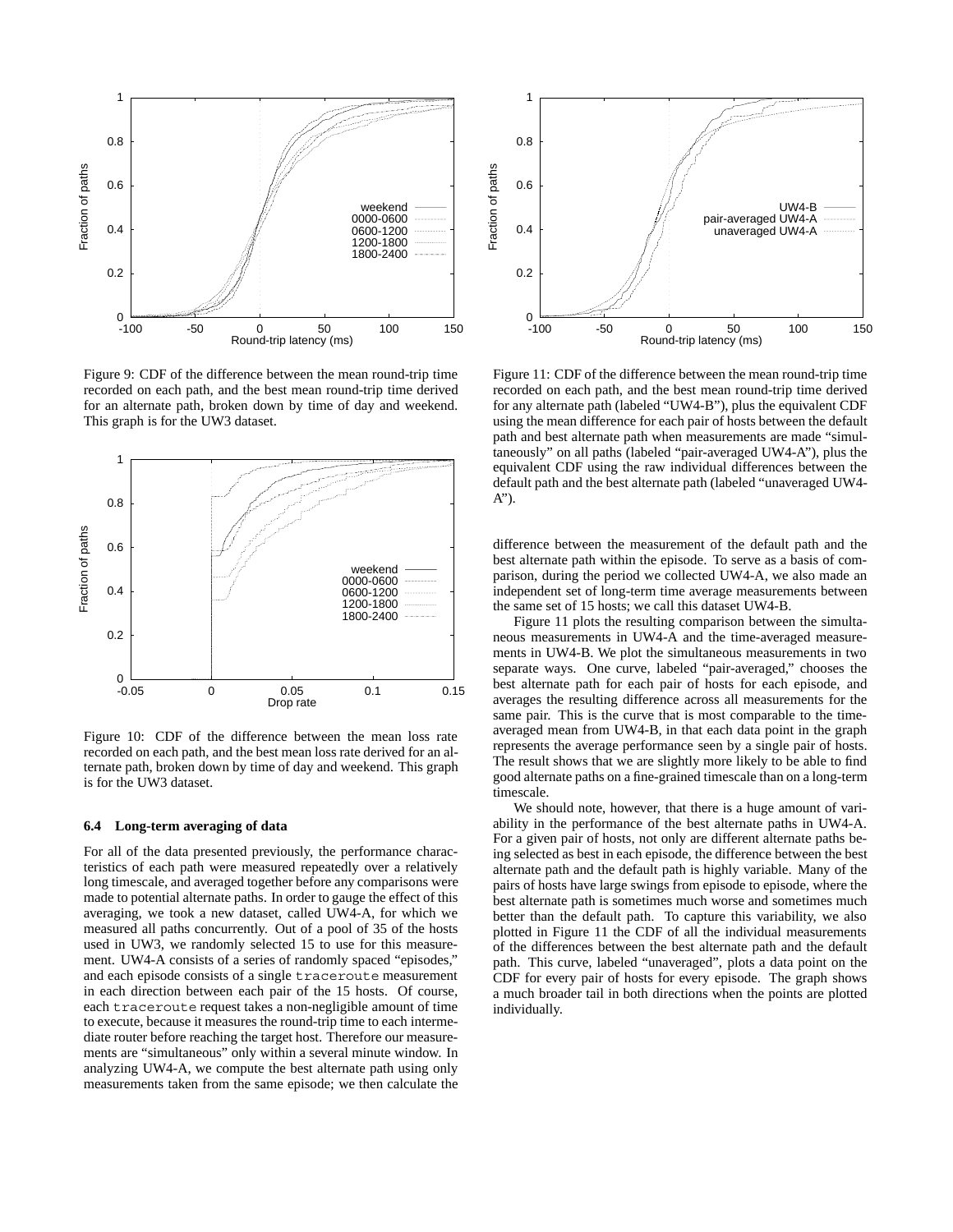Figure 9: CDF of the difference between the mean round-trip time recorded on each path, and the best mean round-trip time derived for an alternate path, broken down by time of day and weekend. This graph is for the UW3 dataset.

Figure 10: CDF of the difference between the mean loss rate recorded on each path, and the best mean loss rate derived for an alternate path, broken down by time of day and weekend. This graph is for the UW3 dataset.

### 6.4 Long-term averaging of data

For all of the data presented previously, the performance characteristics of each path were measured repeatedly over a relatively long timescale, and averaged together before any comparisons were made to potential alternate paths. In order to gauge the effect of this averaging, we took a new dataset, called UW4-A, for which we measured all paths concurrently. Out of a pool of 35 of the hosts used in UW3, we randomly selected 15 to use for this measurement. UW4-A consists of a series of randomly spaced "episodes," and each episode consists of a single `traceroute` measurement in each direction between each pair of the 15 hosts. Of course, each `traceroute` request takes a non-negligible amount of time to execute, because it measures the round-trip time to each intermediate router before reaching the target host. Therefore our measurements are "simultaneous" only within a several minute window. In analyzing UW4-A, we compute the best alternate path using only measurements taken from the same episode; we then calculate the difference between the measurement of the default path and the best alternate path within the episode. To serve as a basis of comparison, during the period we collected UW4-A, we also made an independent set of long-term time average measurements between the same set of 15 hosts; we call this dataset UW4-B.

Figure 11: CDF of the difference between the mean round-trip time recorded on each path, and the best mean round-trip time derived for any alternate path (labeled "UW4-B"), plus the equivalent CDF using the mean difference for each pair of hosts between the default path and best alternate path when measurements are made "simultaneously" on all paths (labeled "pair-averaged UW4-A"), plus the equivalent CDF using the raw individual differences between the default path and the best alternate path (labeled "unaveraged UW4-A").

Figure 11 plots the resulting comparison between the simultaneous measurements in UW4-A and the time-averaged measurements in UW4-B. We plot the simultaneous measurements in two separate ways. One curve, labeled "pair-averaged," chooses the best alternate path for each pair of hosts for each episode, and averages the resulting difference across all measurements for the same pair. This is the curve that is most comparable to the time-averaged mean from UW4-B, in that each data point in the graph represents the average performance seen by a single pair of hosts. The result shows that we are slightly more likely to be able to find good alternate paths on a fine-grained timescale than on a long-term timescale.

We should note, however, that there is a huge amount of variability in the performance of the best alternate paths in UW4-A. For a given pair of hosts, not only are different alternate paths being selected as best in each episode, the difference between the best alternate path and the default path is highly variable. Many of the pairs of hosts have large swings from episode to episode, where the best alternate path is sometimes much worse and sometimes much better than the default path. To capture this variability, we also plotted in Figure 11 the CDF of all the individual measurements of the differences between the best alternate path and the default path. This curve, labeled "unaveraged", plots a data point on the CDF for every pair of hosts for every episode. The graph shows a much broader tail in both directions when the points are plotted individually.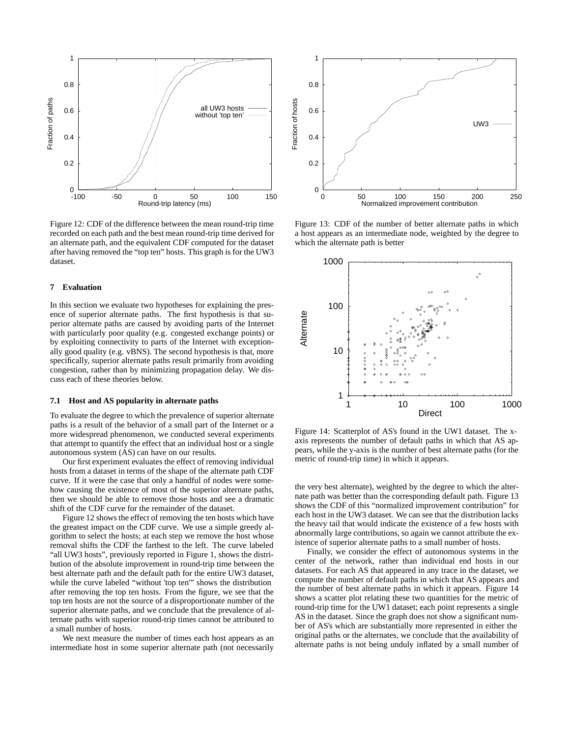Figure 12: CDF of the difference between the mean round-trip time recorded on each path and the best mean round-trip time derived for an alternate path, and the equivalent CDF computed for the dataset after having removed the "top ten" hosts. This graph is for the UW3 dataset.

Figure 13: CDF of the number of better alternate paths in which a host appears as an intermediate node, weighted by the degree to which the alternate path is better

Figure 14: Scatterplot of AS's found in the UW1 dataset. The x-axis represents the number of default paths in which that AS appears, while the y-axis is the number of best alternate paths (for the metric of round-trip time) in which it appears.

## 7 Evaluation

In this section we evaluate two hypotheses for explaining the presence of superior alternate paths. The first hypothesis is that superior alternate paths are caused by avoiding parts of the Internet with particularly poor quality (e.g. congested exchange points) or by exploiting connectivity to parts of the Internet with exceptionally good quality (e.g. vBNS). The second hypothesis is that, more specifically, superior alternate paths result primarily from avoiding congestion, rather than by minimizing propagation delay. We discuss each of these theories below.

### 7.1 Host and AS popularity in alternate paths

To evaluate the degree to which the prevalence of superior alternate paths is a result of the behavior of a small part of the Internet or a more widespread phenomenon, we conducted several experiments that attempt to quantify the effect that an individual host or a single autonomous system (AS) can have on our results.

Our first experiment evaluates the effect of removing individual hosts from a dataset in terms of the shape of the alternate path CDF curve. If it were the case that only a handful of nodes were somehow causing the existence of most of the superior alternate paths, then we should be able to remove those hosts and see a dramatic shift of the CDF curve for the remainder of the dataset.

Figure 12 shows the effect of removing the ten hosts which have the greatest impact on the CDF curve. We use a simple greedy algorithm to select the hosts; at each step we remove the host whose removal shifts the CDF the farthest to the left. The curve labeled "all UW3 hosts", previously reported in Figure 1, shows the distribution of the absolute improvement in round-trip time between the best alternate path and the default path for the entire UW3 dataset, while the curve labeled "without 'top ten'" shows the distribution after removing the top ten hosts. From the figure, we see that the top ten hosts are not the source of a disproportionate number of the superior alternate paths, and we conclude that the prevalence of alternate paths with superior round-trip times cannot be attributed to a small number of hosts.

We next measure the number of times each host appears as an intermediate host in some superior alternate path (not necessarily the very best alternate), weighted by the degree to which the alternate path was better than the corresponding default path. Figure 13 shows the CDF of this "normalized improvement contribution" for each host in the UW3 dataset. We can see that the distribution lacks the heavy tail that would indicate the existence of a few hosts with abnormally large contributions, so again we cannot attribute the existence of superior alternate paths to a small number of hosts.

Finally, we consider the effect of autonomous systems in the center of the network, rather than individual end hosts in our datasets. For each AS that appeared in any trace in the dataset, we compute the number of default paths in which that AS appears and the number of best alternate paths in which it appears. Figure 14 shows a scatter plot relating these two quantities for the metric of round-trip time for the UW1 dataset; each point represents a single AS in the dataset. Since the graph does not show a significant number of AS's which are substantially more represented in either the original paths or the alternates, we conclude that the availability of alternate paths is not being unduly inflated by a small number of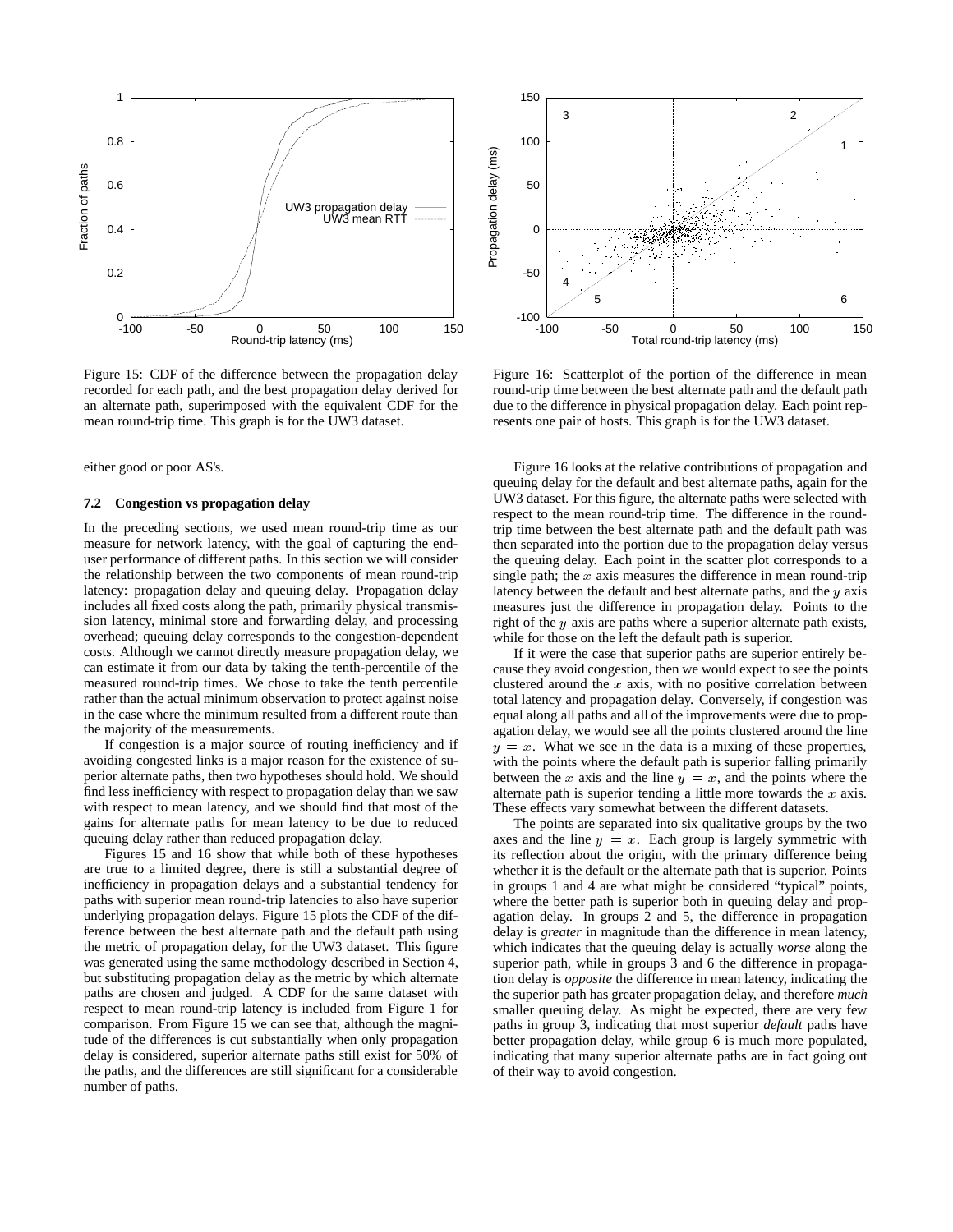Figure 15: CDF of the difference between the propagation delay recorded for each path, and the best propagation delay derived for an alternate path, superimposed with the equivalent CDF for the mean round-trip time. This graph is for the UW3 dataset.

Figure 16: Scatterplot of the portion of the difference in mean round-trip time between the best alternate path and the default path due to the difference in physical propagation delay. Each point represents one pair of hosts. This graph is for the UW3 dataset.

either good or poor AS's.

### 7.2 Congestion vs propagation delay

In the preceding sections, we used mean round-trip time as our measure for network latency, with the goal of capturing the end-user performance of different paths. In this section we will consider the relationship between the two components of mean round-trip latency: propagation delay and queuing delay. Propagation delay includes all fixed costs along the path, primarily physical transmission latency, minimal store and forwarding delay, and processing overhead; queuing delay corresponds to the congestion-dependent costs. Although we cannot directly measure propagation delay, we can estimate it from our data by taking the tenth-percentile of the measured round-trip times. We chose to take the tenth percentile rather than the actual minimum observation to protect against noise in the case where the minimum resulted from a different route than the majority of the measurements.

If congestion is a major source of routing inefficiency and if avoiding congested links is a major reason for the existence of superior alternate paths, then two hypotheses should hold. We should find less inefficiency with respect to propagation delay than we saw with respect to mean latency, and we should find that most of the gains for alternate paths for mean latency to be due to reduced queuing delay rather than reduced propagation delay.

Figures 15 and 16 show that while both of these hypotheses are true to a limited degree, there is still a substantial degree of inefficiency in propagation delays and a substantial tendency for paths with superior mean round-trip latencies to also have superior underlying propagation delays. Figure 15 plots the CDF of the difference between the best alternate path and the default path using the metric of propagation delay, for the UW3 dataset. This figure was generated using the same methodology described in Section 4, but substituting propagation delay as the metric by which alternate paths are chosen and judged. A CDF for the same dataset with respect to mean round-trip latency is included from Figure 1 for comparison. From Figure 15 we can see that, although the magnitude of the differences is cut substantially when only propagation delay is considered, superior alternate paths still exist for 50% of the paths, and the differences are still significant for a considerable number of paths.

Figure 16 looks at the relative contributions of propagation and queuing delay for the default and best alternate paths, again for the UW3 dataset. For this figure, the alternate paths were selected with respect to the mean round-trip time. The difference in the round-trip time between the best alternate path and the default path was then separated into the portion due to the propagation delay versus the queuing delay. Each point in the scatter plot corresponds to a single path; the $x$ axis measures the difference in mean round-trip latency between the default and best alternate paths, and the $y$ axis measures just the difference in propagation delay. Points to the right of the $y$ axis are paths where a superior alternate path exists, while for those on the left the default path is superior.

If it were the case that superior paths are superior entirely because they avoid congestion, then we would expect to see the points clustered around the $x$ axis, with no positive correlation between total latency and propagation delay. Conversely, if congestion was equal along all paths and all of the improvements were due to propagation delay, we would see all the points clustered around the line $y = x$. What we see in the data is a mixing of these properties, with the points where the default path is superior falling primarily between the $x$ axis and the line $y = x$, and the points where the alternate path is superior tending a little more towards the $x$ axis. These effects vary somewhat between the different datasets.

The points are separated into six qualitative groups by the two axes and the line $y = x$. Each group is largely symmetric with its reflection about the origin, with the primary difference being whether it is the default or the alternate path that is superior. Points in groups 1 and 4 are what might be considered "typical" points, where the better path is superior both in queuing delay and propagation delay. In groups 2 and 5, the difference in propagation delay is *greater* in magnitude than the difference in mean latency, which indicates that the queuing delay is actually *worse* along the superior path, while in groups 3 and 6 the difference in propagation delay is *opposite* the difference in mean latency, indicating the the superior path has greater propagation delay, and therefore *much* smaller queuing delay. As might be expected, there are very few paths in group 3, indicating that most superior *default* paths have better propagation delay, while group 6 is much more populated, indicating that many superior alternate paths are in fact going out of their way to avoid congestion.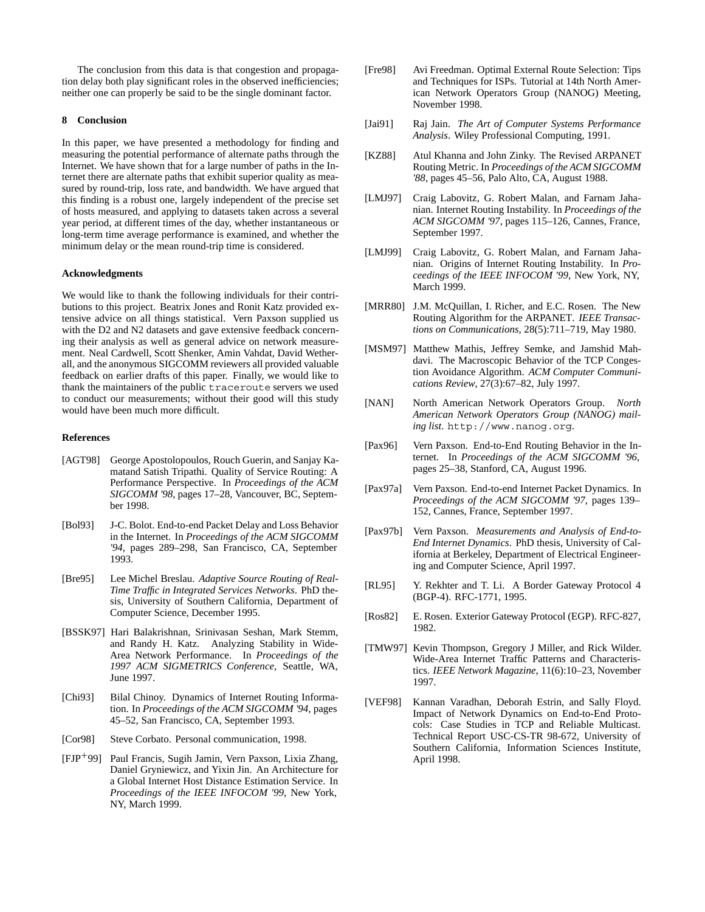The conclusion from this data is that congestion and propagation delay both play significant roles in the observed inefficiencies; neither one can properly be said to be the single dominant factor.

## 8 Conclusion

In this paper, we have presented a methodology for finding and measuring the potential performance of alternate paths through the Internet. We have shown that for a large number of paths in the Internet there are alternate paths that exhibit superior quality as measured by round-trip, loss rate, and bandwidth. We have argued that this finding is a robust one, largely independent of the precise set of hosts measured, and applying to datasets taken across a several year period, at different times of the day, whether instantaneous or long-term time average performance is examined, and whether the minimum delay or the mean round-trip time is considered.

### Acknowledgments

We would like to thank the following individuals for their contributions to this project. Beatrix Jones and Ronit Katz provided extensive advice on all things statistical. Vern Paxson supplied us with the D2 and N2 datasets and gave extensive feedback concerning their analysis as well as general advice on network measurement. Neal Cardwell, Scott Shenker, Amin Vahdat, David Wetherall, and the anonymous SIGCOMM reviewers all provided valuable feedback on earlier drafts of this paper. Finally, we would like to thank the maintainers of the public `traceroute` servers we used to conduct our measurements; without their good will this study would have been much more difficult.

### References

[AGT98] George Apostolopoulos, Rouch Guerin, and Sanjay Kamatand Satish Tripathi. Quality of Service Routing: A Performance Perspective. In *Proceedings of the ACM SIGCOMM '98*, pages 17–28, Vancouver, BC, September 1998.

[Bol93] J-C. Bolot. End-to-end Packet Delay and Loss Behavior in the Internet. In *Proceedings of the ACM SIGCOMM '94*, pages 289–298, San Francisco, CA, September 1993.

[Bre95] Lee Michel Breslau. *Adaptive Source Routing of Real-Time Traffic in Integrated Services Networks*. PhD thesis, University of Southern California, Department of Computer Science, December 1995.

[BSSK97] Hari Balakrishnan, Srinivasan Seshan, Mark Stemm, and Randy H. Katz. Analyzing Stability in Wide-Area Network Performance. In *Proceedings of the 1997 ACM SIGMETRICS Conference*, Seattle, WA, June 1997.

[Chi93] Bilal Chinoy. Dynamics of Internet Routing Information. In *Proceedings of the ACM SIGCOMM '94*, pages 45–52, San Francisco, CA, September 1993.

[Cor98] Steve Corbato. Personal communication, 1998.

[FJP+99] Paul Francis, Sugih Jamin, Vern Paxson, Lixia Zhang, Daniel Gryniewicz, and Yixin Jin. An Architecture for a Global Internet Host Distance Estimation Service. In *Proceedings of the IEEE INFOCOM '99*, New York, NY, March 1999.

[Fre98] Avi Freedman. Optimal External Route Selection: Tips and Techniques for ISPs. Tutorial at 14th North American Network Operators Group (NANOG) Meeting, November 1998.

[Jai91] Raj Jain. *The Art of Computer Systems Performance Analysis*. Wiley Professional Computing, 1991.

[KZ88] Atul Khanna and John Zinky. The Revised ARPANET Routing Metric. In *Proceedings of the ACM SIGCOMM '88*, pages 45–56, Palo Alto, CA, August 1988.

[LMJ97] Craig Labovitz, G. Robert Malan, and Farnam Jahanian. Internet Routing Instability. In *Proceedings of the ACM SIGCOMM '97*, pages 115–126, Cannes, France, September 1997.

[LMJ99] Craig Labovitz, G. Robert Malan, and Farnam Jahanian. Origins of Internet Routing Instability. In *Proceedings of the IEEE INFOCOM '99*, New York, NY, March 1999.

[MRR80] J.M. McQuillan, I. Richer, and E.C. Rosen. The New Routing Algorithm for the ARPANET. *IEEE Transactions on Communications*, 28(5):711–719, May 1980.

[MSM97] Matthew Mathis, Jeffrey Semke, and Jamshid Mahdavi. The Macroscopic Behavior of the TCP Congestion Avoidance Algorithm. *ACM Computer Communications Review*, 27(3):67–82, July 1997.

[NAN] North American Network Operators Group. *North American Network Operators Group (NANOG) mailing list*. `http://www.nanog.org`.

[Pax96] Vern Paxson. End-to-End Routing Behavior in the Internet. In *Proceedings of the ACM SIGCOMM '96*, pages 25–38, Stanford, CA, August 1996.

[Pax97a] Vern Paxson. End-to-end Internet Packet Dynamics. In *Proceedings of the ACM SIGCOMM '97*, pages 139–152, Cannes, France, September 1997.

[Pax97b] Vern Paxson. *Measurements and Analysis of End-to-End Internet Dynamics*. PhD thesis, University of California at Berkeley, Department of Electrical Engineering and Computer Science, April 1997.

[RL95] Y. Rekhter and T. Li. A Border Gateway Protocol 4 (BGP-4). RFC-1771, 1995.

[Ros82] E. Rosen. Exterior Gateway Protocol (EGP). RFC-827, 1982.

[TMW97] Kevin Thompson, Gregory J Miller, and Rick Wilder. Wide-Area Internet Traffic Patterns and Characteristics. *IEEE Network Magazine*, 11(6):10–23, November 1997.

[VEF98] Kannan Varadhan, Deborah Estrin, and Sally Floyd. Impact of Network Dynamics on End-to-End Protocols: Case Studies in TCP and Reliable Multicast. Technical Report USC-CS-TR 98-672, University of Southern California, Information Sciences Institute, April 1998.